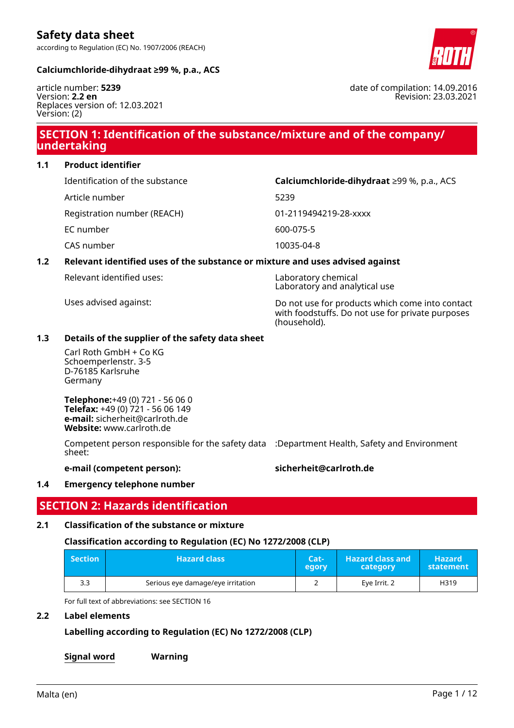# Safety data sheet

according to Regulation (EC) No. 1907/2006 (REACH)

**Calciumchloride-dihydraat ≥99 %, p.a., ACS**

article number: **5239**
Version: **2.2 en**
Replaces version of: 12.03.2021
Version: (2)

date of compilation: 14.09.2016
Revision: 23.03.2021

## SECTION 1: Identification of the substance/mixture and of the company/ undertaking

### 1.1 Product identifier

| | |
|---|---|
| Identification of the substance | **Calciumchloride-dihydraat** ≥99 %, p.a., ACS |
| Article number | 5239 |
| Registration number (REACH) | 01-2119494219-28-xxxx |
| EC number | 600-075-5 |
| CAS number | 10035-04-8 |

### 1.2 Relevant identified uses of the substance or mixture and uses advised against

| | |
|---|---|
| Relevant identified uses: | Laboratory chemical<br>Laboratory and analytical use |
| Uses advised against: | Do not use for products which come into contact with foodstuffs. Do not use for private purposes (household). |

### 1.3 Details of the supplier of the safety data sheet

Carl Roth GmbH + Co KG
Schoemperlenstr. 3-5
D-76185 Karlsruhe
Germany

**Telephone:**+49 (0) 721 - 56 06 0
**Telefax:** +49 (0) 721 - 56 06 149
**e-mail:** sicherheit@carlroth.de
**Website:** www.carlroth.de

Competent person responsible for the safety data sheet: :Department Health, Safety and Environment

**e-mail (competent person):** **sicherheit@carlroth.de**

### 1.4 Emergency telephone number

## SECTION 2: Hazards identification

### 2.1 Classification of the substance or mixture

**Classification according to Regulation (EC) No 1272/2008 (CLP)**

| Section | Hazard class | Category | Hazard class and category | Hazard statement |
|---|---|---|---|---|
| 3.3 | Serious eye damage/eye irritation | 2 | Eye Irrit. 2 | H319 |

For full text of abbreviations: see SECTION 16

### 2.2 Label elements

**Labelling according to Regulation (EC) No 1272/2008 (CLP)**

**Signal word** **Warning**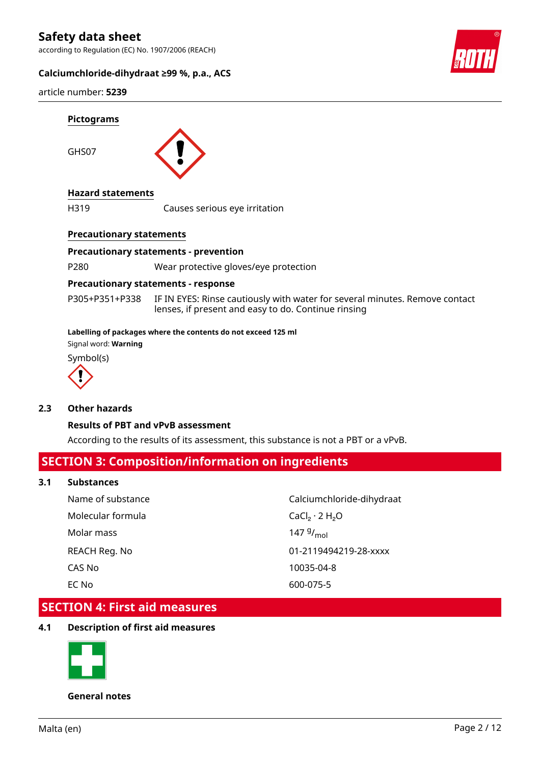#### Pictograms

GHS07

#### Hazard statements

| | |
|---|---|
| H319 | Causes serious eye irritation |

#### Precautionary statements

**Precautionary statements - prevention**

| | |
|---|---|
| P280 | Wear protective gloves/eye protection |

**Precautionary statements - response**

| | |
|---|---|
| P305+P351+P338 | IF IN EYES: Rinse cautiously with water for several minutes. Remove contact lenses, if present and easy to do. Continue rinsing |

**Labelling of packages where the contents do not exceed 125 ml**

Signal word: **Warning**

Symbol(s)

### 2.3 Other hazards

**Results of PBT and vPvB assessment**

According to the results of its assessment, this substance is not a PBT or a vPvB.

## SECTION 3: Composition/information on ingredients

### 3.1 Substances

| | |
|---|---|
| Name of substance | Calciumchloride-dihydraat |
| Molecular formula | $CaCl_2 \cdot 2\ H_2O$ |
| Molar mass | 147 $^{g}/_{mol}$ |
| REACH Reg. No | 01-2119494219-28-xxxx |
| CAS No | 10035-04-8 |
| EC No | 600-075-5 |

## SECTION 4: First aid measures

### 4.1 Description of first aid measures

**General notes**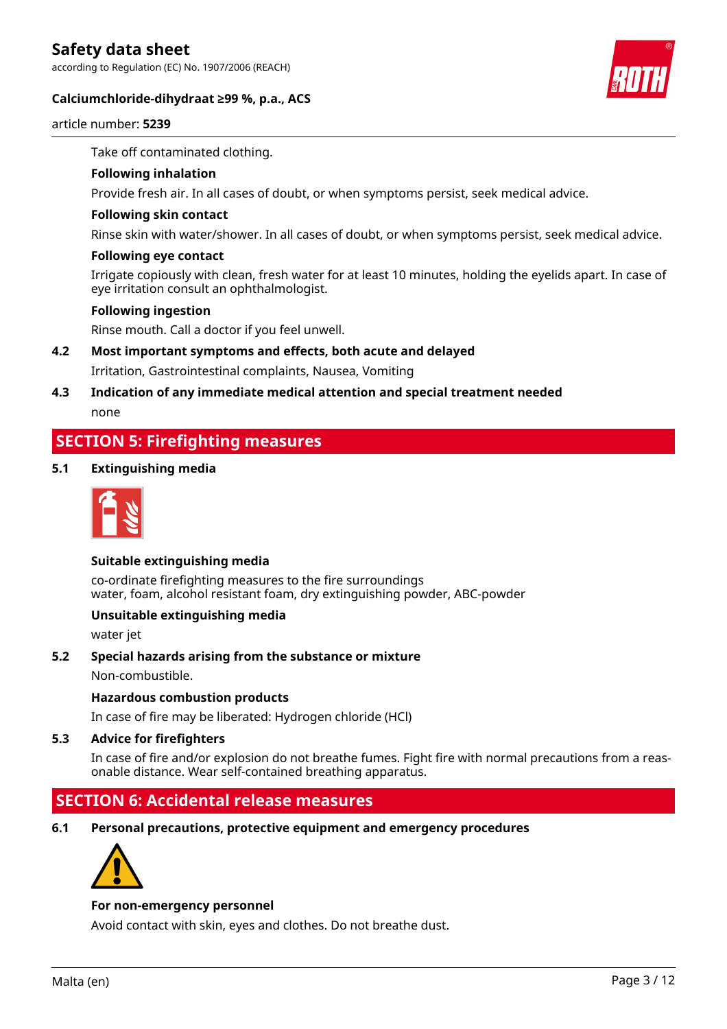Take off contaminated clothing.

**Following inhalation**

Provide fresh air. In all cases of doubt, or when symptoms persist, seek medical advice.

**Following skin contact**

Rinse skin with water/shower. In all cases of doubt, or when symptoms persist, seek medical advice.

**Following eye contact**

Irrigate copiously with clean, fresh water for at least 10 minutes, holding the eyelids apart. In case of eye irritation consult an ophthalmologist.

**Following ingestion**

Rinse mouth. Call a doctor if you feel unwell.

### 4.2 Most important symptoms and effects, both acute and delayed

Irritation, Gastrointestinal complaints, Nausea, Vomiting

### 4.3 Indication of any immediate medical attention and special treatment needed

none

## SECTION 5: Firefighting measures

### 5.1 Extinguishing media

**Suitable extinguishing media**

co-ordinate firefighting measures to the fire surroundings
water, foam, alcohol resistant foam, dry extinguishing powder, ABC-powder

**Unsuitable extinguishing media**

water jet

### 5.2 Special hazards arising from the substance or mixture

Non-combustible.

**Hazardous combustion products**

In case of fire may be liberated: Hydrogen chloride (HCl)

### 5.3 Advice for firefighters

In case of fire and/or explosion do not breathe fumes. Fight fire with normal precautions from a reasonable distance. Wear self-contained breathing apparatus.

## SECTION 6: Accidental release measures

### 6.1 Personal precautions, protective equipment and emergency procedures

**For non-emergency personnel**

Avoid contact with skin, eyes and clothes. Do not breathe dust.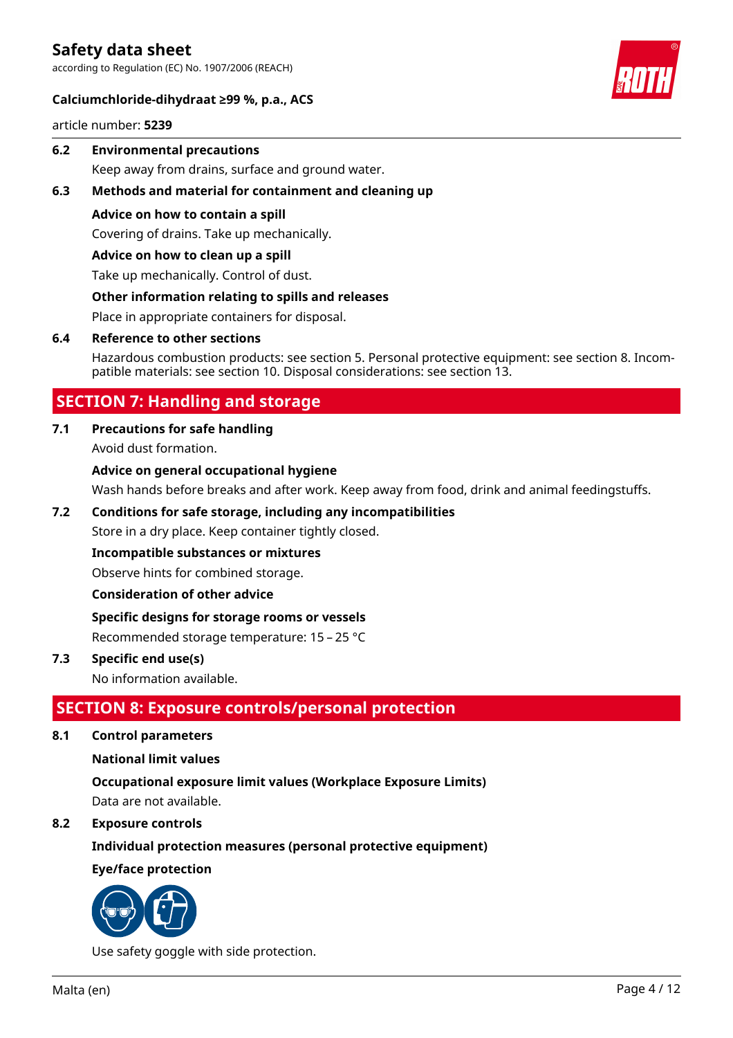### 6.2 Environmental precautions

Keep away from drains, surface and ground water.

### 6.3 Methods and material for containment and cleaning up

**Advice on how to contain a spill**

Covering of drains. Take up mechanically.

**Advice on how to clean up a spill**

Take up mechanically. Control of dust.

**Other information relating to spills and releases**

Place in appropriate containers for disposal.

### 6.4 Reference to other sections

Hazardous combustion products: see section 5. Personal protective equipment: see section 8. Incompatible materials: see section 10. Disposal considerations: see section 13.

## SECTION 7: Handling and storage

### 7.1 Precautions for safe handling

Avoid dust formation.

**Advice on general occupational hygiene**

Wash hands before breaks and after work. Keep away from food, drink and animal feedingstuffs.

### 7.2 Conditions for safe storage, including any incompatibilities

Store in a dry place. Keep container tightly closed.

**Incompatible substances or mixtures**

Observe hints for combined storage.

**Consideration of other advice**

**Specific designs for storage rooms or vessels**

Recommended storage temperature: 15 – 25 °C

### 7.3 Specific end use(s)

No information available.

## SECTION 8: Exposure controls/personal protection

### 8.1 Control parameters

**National limit values**

**Occupational exposure limit values (Workplace Exposure Limits)**

Data are not available.

### 8.2 Exposure controls

**Individual protection measures (personal protective equipment)**

**Eye/face protection**

Use safety goggle with side protection.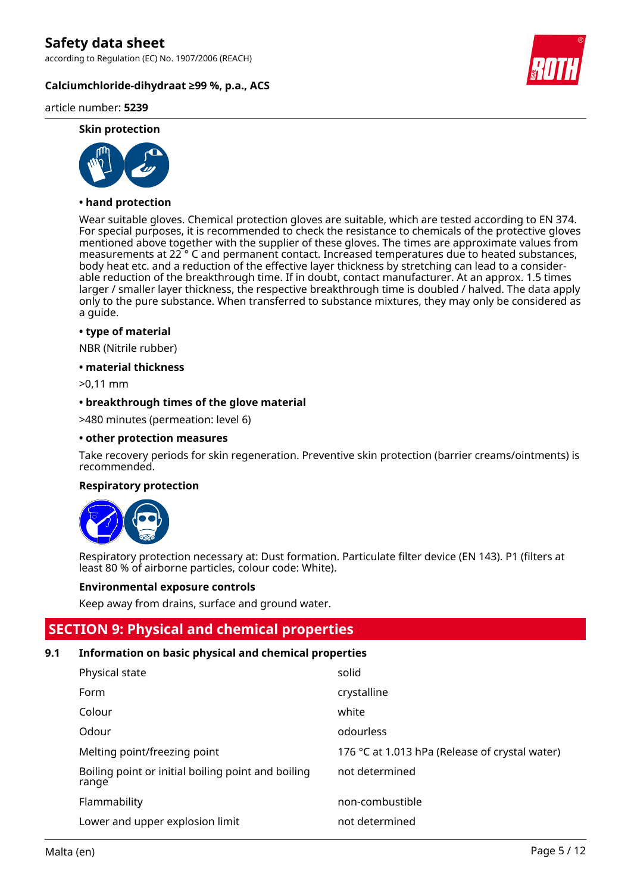### Skin protection

**• hand protection**

Wear suitable gloves. Chemical protection gloves are suitable, which are tested according to EN 374. For special purposes, it is recommended to check the resistance to chemicals of the protective gloves mentioned above together with the supplier of these gloves. The times are approximate values from measurements at 22 ° C and permanent contact. Increased temperatures due to heated substances, body heat etc. and a reduction of the effective layer thickness by stretching can lead to a considerable reduction of the breakthrough time. If in doubt, contact manufacturer. At an approx. 1.5 times larger / smaller layer thickness, the respective breakthrough time is doubled / halved. The data apply only to the pure substance. When transferred to substance mixtures, they may only be considered as a guide.

**• type of material**

NBR (Nitrile rubber)

**• material thickness**

>0,11 mm

**• breakthrough times of the glove material**

>480 minutes (permeation: level 6)

**• other protection measures**

Take recovery periods for skin regeneration. Preventive skin protection (barrier creams/ointments) is recommended.

### Respiratory protection

Respiratory protection necessary at: Dust formation. Particulate filter device (EN 143). P1 (filters at least 80 % of airborne particles, colour code: White).

### Environmental exposure controls

Keep away from drains, surface and ground water.

## SECTION 9: Physical and chemical properties

### 9.1 Information on basic physical and chemical properties

| | |
|---|---|
| Physical state | solid |
| Form | crystalline |
| Colour | white |
| Odour | odourless |
| Melting point/freezing point | 176 °C at 1.013 hPa (Release of crystal water) |
| Boiling point or initial boiling point and boiling range | not determined |
| Flammability | non-combustible |
| Lower and upper explosion limit | not determined |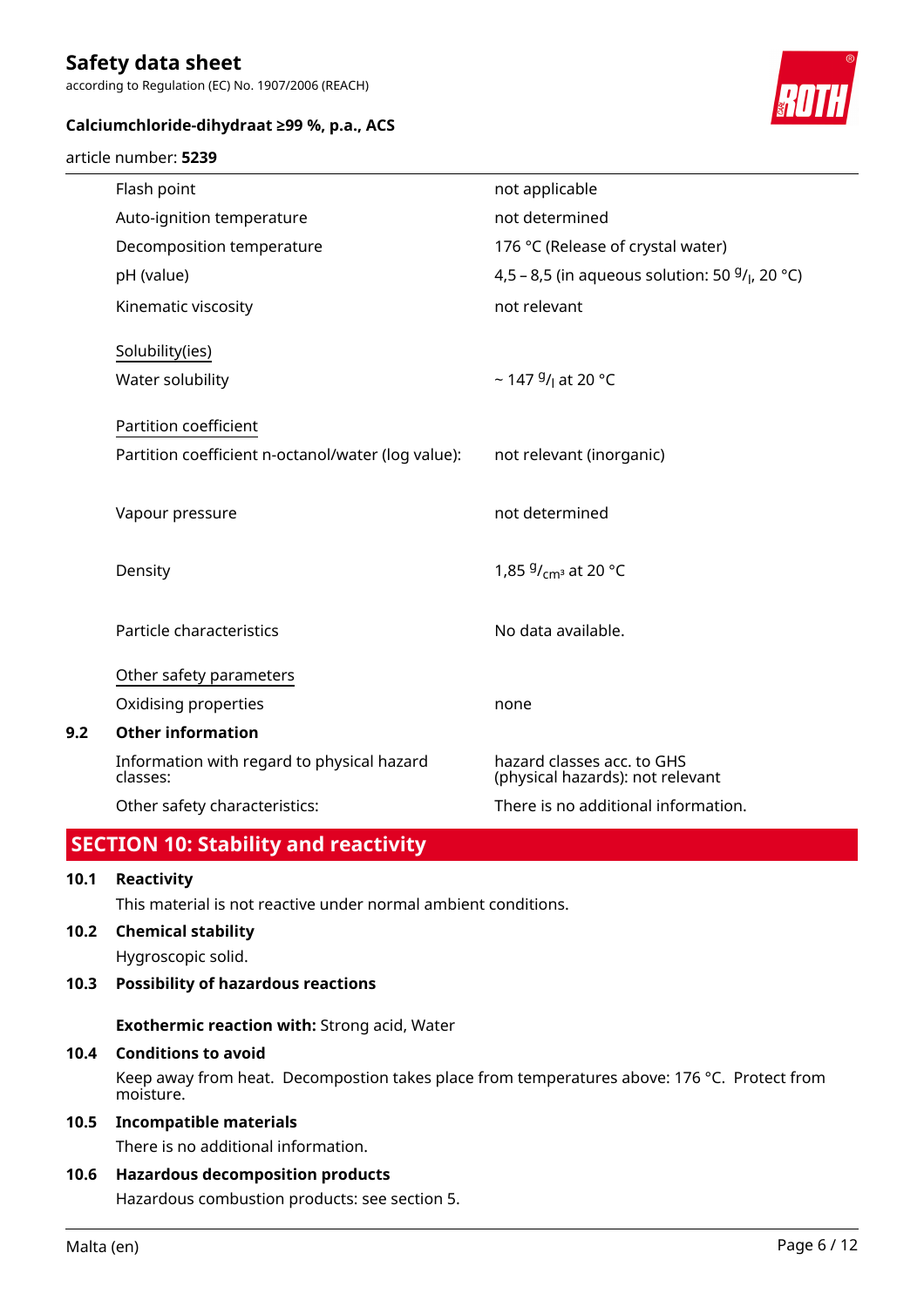| | |
|---|---|
| Flash point | not applicable |
| Auto-ignition temperature | not determined |
| Decomposition temperature | 176 °C (Release of crystal water) |
| pH (value) | 4,5 – 8,5 (in aqueous solution: 50 $^{g}/_{l}$, 20 °C) |
| Kinematic viscosity | not relevant |

Solubility(ies)

| | |
|---|---|
| Water solubility | ~ 147 $^{g}/_{l}$ at 20 °C |

Partition coefficient

| | |
|---|---|
| Partition coefficient n-octanol/water (log value): | not relevant (inorganic) |
| Vapour pressure | not determined |
| Density | 1,85 $^{g}/_{cm^3}$ at 20 °C |
| Particle characteristics | No data available. |

Other safety parameters

| | |
|---|---|
| Oxidising properties | none |

### 9.2 Other information

| | |
|---|---|
| Information with regard to physical hazard classes: | hazard classes acc. to GHS (physical hazards): not relevant |
| Other safety characteristics: | There is no additional information. |

## SECTION 10: Stability and reactivity

### 10.1 Reactivity

This material is not reactive under normal ambient conditions.

### 10.2 Chemical stability

Hygroscopic solid.

### 10.3 Possibility of hazardous reactions

**Exothermic reaction with:** Strong acid, Water

### 10.4 Conditions to avoid

Keep away from heat. Decompostion takes place from temperatures above: 176 °C. Protect from moisture.

### 10.5 Incompatible materials

There is no additional information.

### 10.6 Hazardous decomposition products

Hazardous combustion products: see section 5.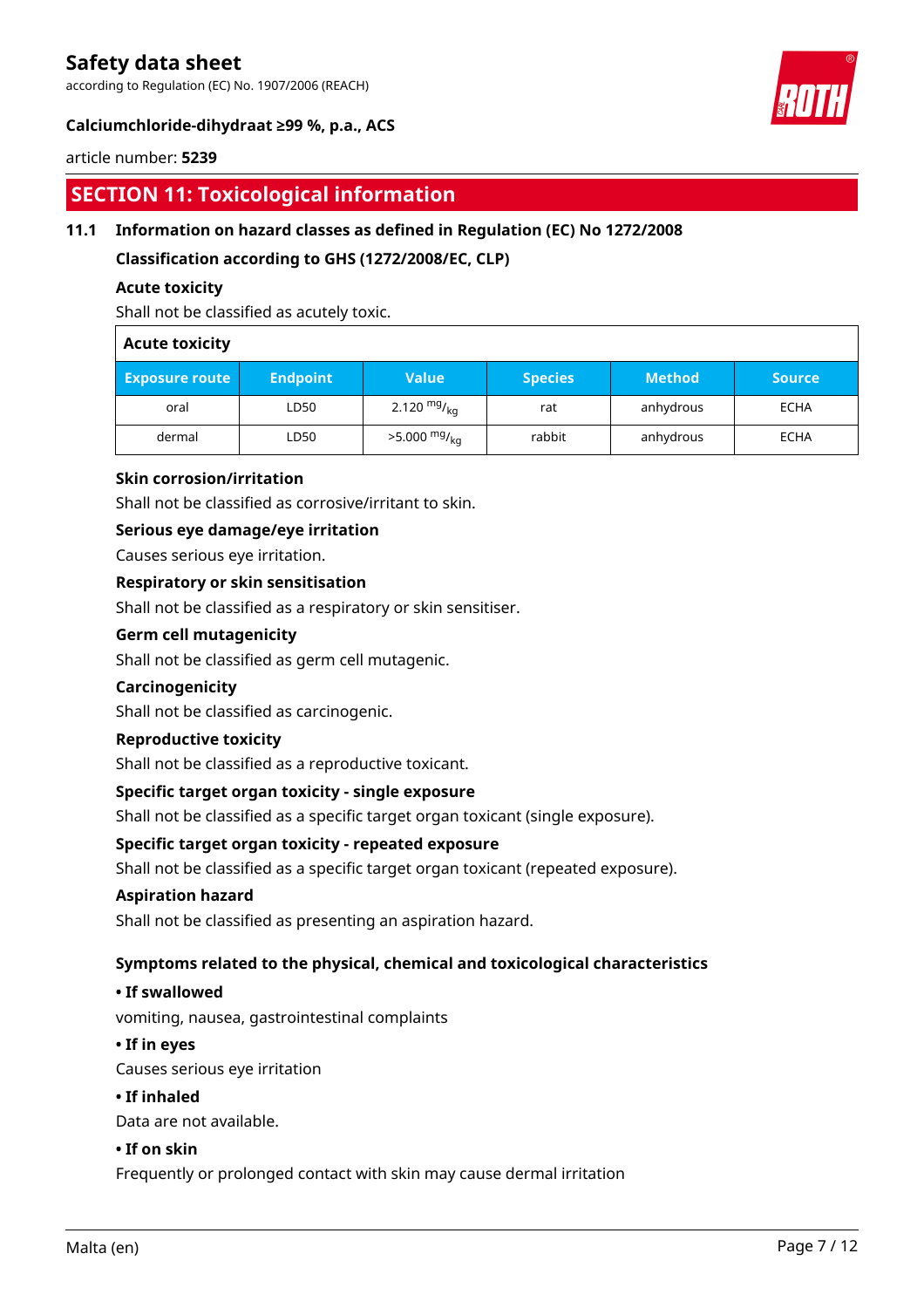## SECTION 11: Toxicological information

### 11.1 Information on hazard classes as defined in Regulation (EC) No 1272/2008

**Classification according to GHS (1272/2008/EC, CLP)**

**Acute toxicity**

Shall not be classified as acutely toxic.

**Acute toxicity**

| Exposure route | Endpoint | Value | Species | Method | Source |
|---|---|---|---|---|---|
| oral | LD50 | 2.120 $^{mg}/_{kg}$ | rat | anhydrous | ECHA |
| dermal | LD50 | >5.000 $^{mg}/_{kg}$ | rabbit | anhydrous | ECHA |

**Skin corrosion/irritation**

Shall not be classified as corrosive/irritant to skin.

**Serious eye damage/eye irritation**

Causes serious eye irritation.

**Respiratory or skin sensitisation**

Shall not be classified as a respiratory or skin sensitiser.

**Germ cell mutagenicity**

Shall not be classified as germ cell mutagenic.

**Carcinogenicity**

Shall not be classified as carcinogenic.

**Reproductive toxicity**

Shall not be classified as a reproductive toxicant.

**Specific target organ toxicity - single exposure**

Shall not be classified as a specific target organ toxicant (single exposure).

**Specific target organ toxicity - repeated exposure**

Shall not be classified as a specific target organ toxicant (repeated exposure).

**Aspiration hazard**

Shall not be classified as presenting an aspiration hazard.

**Symptoms related to the physical, chemical and toxicological characteristics**

**• If swallowed**

vomiting, nausea, gastrointestinal complaints

**• If in eyes**

Causes serious eye irritation

**• If inhaled**

Data are not available.

**• If on skin**

Frequently or prolonged contact with skin may cause dermal irritation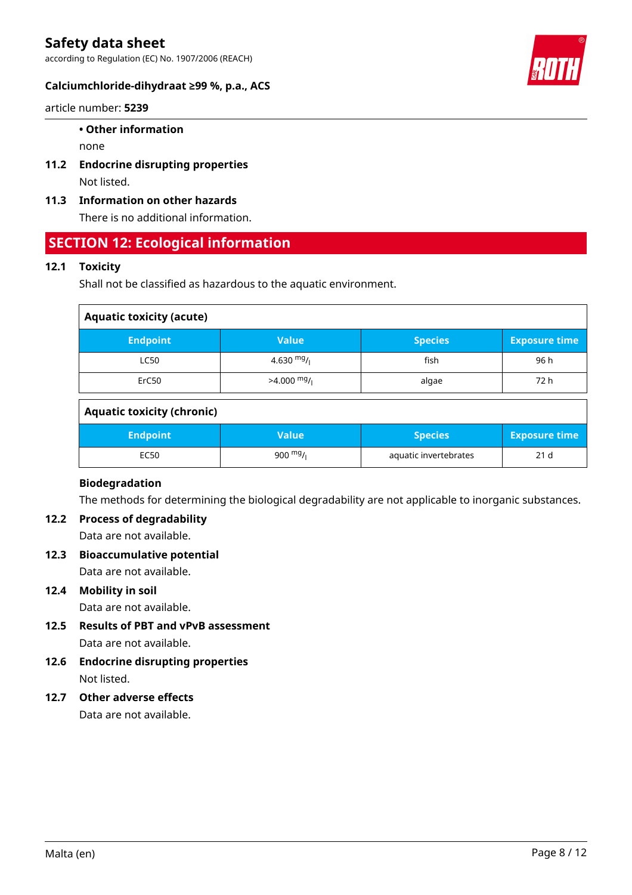**• Other information**

none

### 11.2 Endocrine disrupting properties

Not listed.

### 11.3 Information on other hazards

There is no additional information.

## SECTION 12: Ecological information

### 12.1 Toxicity

Shall not be classified as hazardous to the aquatic environment.

**Aquatic toxicity (acute)**

| Endpoint | Value | Species | Exposure time |
|---|---|---|---|
| LC50 | 4.630 $^{mg}/_{l}$ | fish | 96 h |
| ErC50 | >4.000 $^{mg}/_{l}$ | algae | 72 h |

**Aquatic toxicity (chronic)**

| Endpoint | Value | Species | Exposure time |
|---|---|---|---|
| EC50 | 900 $^{mg}/_{l}$ | aquatic invertebrates | 21 d |

**Biodegradation**

The methods for determining the biological degradability are not applicable to inorganic substances.

### 12.2 Process of degradability

Data are not available.

### 12.3 Bioaccumulative potential

Data are not available.

### 12.4 Mobility in soil

Data are not available.

### 12.5 Results of PBT and vPvB assessment

Data are not available.

### 12.6 Endocrine disrupting properties

Not listed.

### 12.7 Other adverse effects

Data are not available.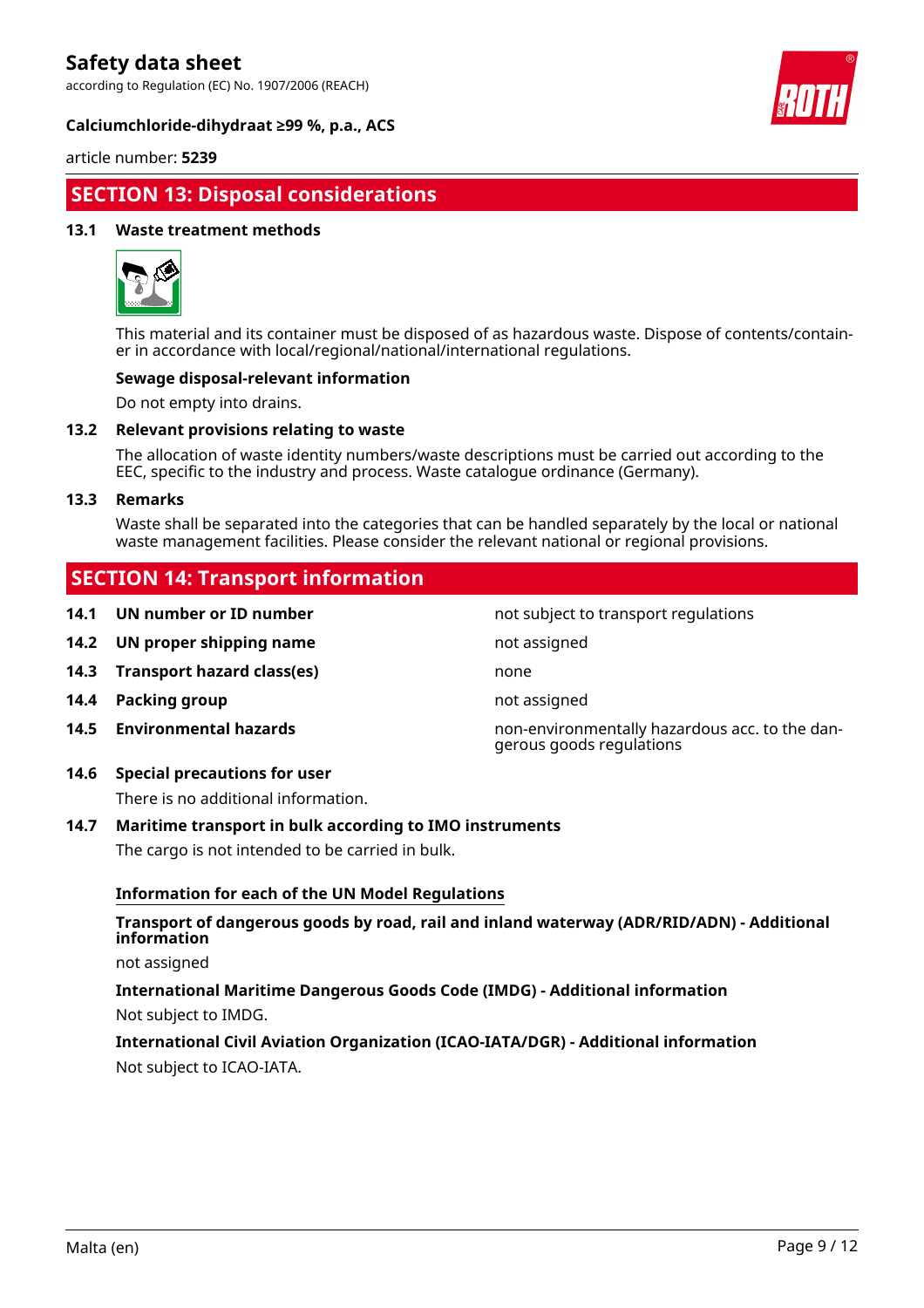## SECTION 13: Disposal considerations

### 13.1 Waste treatment methods

This material and its container must be disposed of as hazardous waste. Dispose of contents/container in accordance with local/regional/national/international regulations.

**Sewage disposal-relevant information**

Do not empty into drains.

### 13.2 Relevant provisions relating to waste

The allocation of waste identity numbers/waste descriptions must be carried out according to the EEC, specific to the industry and process. Waste catalogue ordinance (Germany).

### 13.3 Remarks

Waste shall be separated into the categories that can be handled separately by the local or national waste management facilities. Please consider the relevant national or regional provisions.

## SECTION 14: Transport information

| | | |
|---|---|---|
| **14.1** | **UN number or ID number** | not subject to transport regulations |
| **14.2** | **UN proper shipping name** | not assigned |
| **14.3** | **Transport hazard class(es)** | none |
| **14.4** | **Packing group** | not assigned |
| **14.5** | **Environmental hazards** | non-environmentally hazardous acc. to the dangerous goods regulations |

### 14.6 Special precautions for user

There is no additional information.

### 14.7 Maritime transport in bulk according to IMO instruments

The cargo is not intended to be carried in bulk.

**Information for each of the UN Model Regulations**

**Transport of dangerous goods by road, rail and inland waterway (ADR/RID/ADN) - Additional information**

not assigned

**International Maritime Dangerous Goods Code (IMDG) - Additional information**

Not subject to IMDG.

**International Civil Aviation Organization (ICAO-IATA/DGR) - Additional information**

Not subject to ICAO-IATA.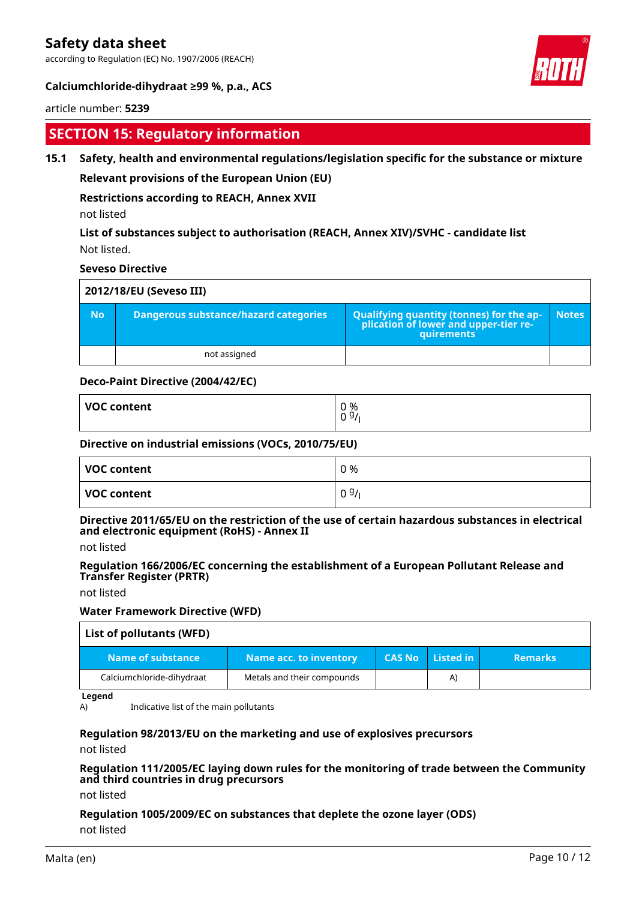## SECTION 15: Regulatory information

### 15.1 Safety, health and environmental regulations/legislation specific for the substance or mixture

**Relevant provisions of the European Union (EU)**

**Restrictions according to REACH, Annex XVII**

not listed

**List of substances subject to authorisation (REACH, Annex XIV)/SVHC - candidate list**

Not listed.

**Seveso Directive**

| 2012/18/EU (Seveso III) | | | |
|---|---|---|---|
| **No** | **Dangerous substance/hazard categories** | **Qualifying quantity (tonnes) for the application of lower and upper-tier requirements** | **Notes** |
| | not assigned | | |

**Deco-Paint Directive (2004/42/EC)**

| VOC content | 0 %<br>0 g/l |
|---|---|

**Directive on industrial emissions (VOCs, 2010/75/EU)**

| VOC content | 0 % |
|---|---|
| **VOC content** | 0 g/l |

**Directive 2011/65/EU on the restriction of the use of certain hazardous substances in electrical and electronic equipment (RoHS) - Annex II**

not listed

**Regulation 166/2006/EC concerning the establishment of a European Pollutant Release and Transfer Register (PRTR)**

not listed

**Water Framework Directive (WFD)**

| List of pollutants (WFD) | | | | |
|---|---|---|---|---|
| **Name of substance** | **Name acc. to inventory** | **CAS No** | **Listed in** | **Remarks** |
| Calciumchloride-dihydraat | Metals and their compounds | | A) | |

**Legend**

A) Indicative list of the main pollutants

**Regulation 98/2013/EU on the marketing and use of explosives precursors**

not listed

**Regulation 111/2005/EC laying down rules for the monitoring of trade between the Community and third countries in drug precursors**

not listed

**Regulation 1005/2009/EC on substances that deplete the ozone layer (ODS)**

not listed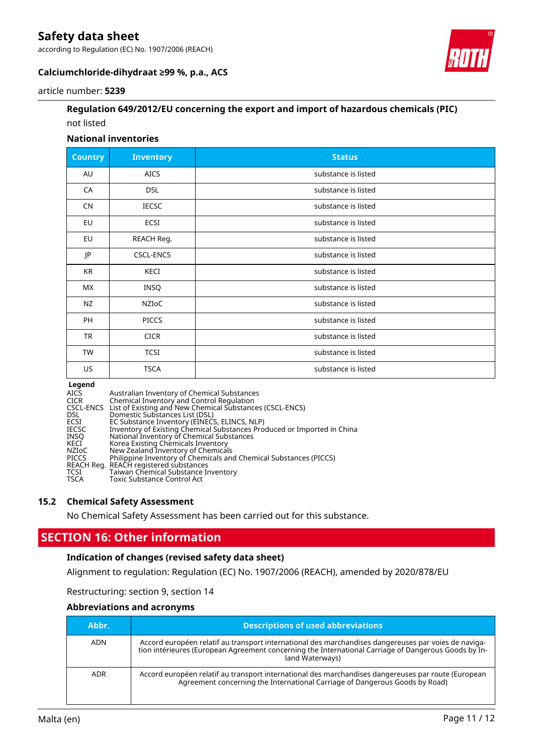### Regulation 649/2012/EU concerning the export and import of hazardous chemicals (PIC)

not listed

### National inventories

| Country | Inventory | Status |
|---|---|---|
| AU | AICS | substance is listed |
| CA | DSL | substance is listed |
| CN | IECSC | substance is listed |
| EU | ECSI | substance is listed |
| EU | REACH Reg. | substance is listed |
| JP | CSCL-ENCS | substance is listed |
| KR | KECI | substance is listed |
| MX | INSQ | substance is listed |
| NZ | NZIoC | substance is listed |
| PH | PICCS | substance is listed |
| TR | CICR | substance is listed |
| TW | TCSI | substance is listed |
| US | TSCA | substance is listed |

**Legend**

| | |
|---|---|
| AICS | Australian Inventory of Chemical Substances |
| CICR | Chemical Inventory and Control Regulation |
| CSCL-ENCS | List of Existing and New Chemical Substances (CSCL-ENCS) |
| DSL | Domestic Substances List (DSL) |
| ECSI | EC Substance Inventory (EINECS, ELINCS, NLP) |
| IECSC | Inventory of Existing Chemical Substances Produced or Imported in China |
| INSQ | National Inventory of Chemical Substances |
| KECI | Korea Existing Chemicals Inventory |
| NZIoC | New Zealand Inventory of Chemicals |
| PICCS | Philippine Inventory of Chemicals and Chemical Substances (PICCS) |
| REACH Reg. | REACH registered substances |
| TCSI | Taiwan Chemical Substance Inventory |
| TSCA | Toxic Substance Control Act |

## 15.2 Chemical Safety Assessment

No Chemical Safety Assessment has been carried out for this substance.

# SECTION 16: Other information

### Indication of changes (revised safety data sheet)

Alignment to regulation: Regulation (EC) No. 1907/2006 (REACH), amended by 2020/878/EU

Restructuring: section 9, section 14

### Abbreviations and acronyms

| Abbr. | Descriptions of used abbreviations |
|---|---|
| ADN | Accord européen relatif au transport international des marchandises dangereuses par voies de navigation intérieures (European Agreement concerning the International Carriage of Dangerous Goods by Inland Waterways) |
| ADR | Accord européen relatif au transport international des marchandises dangereuses par route (European Agreement concerning the International Carriage of Dangerous Goods by Road) |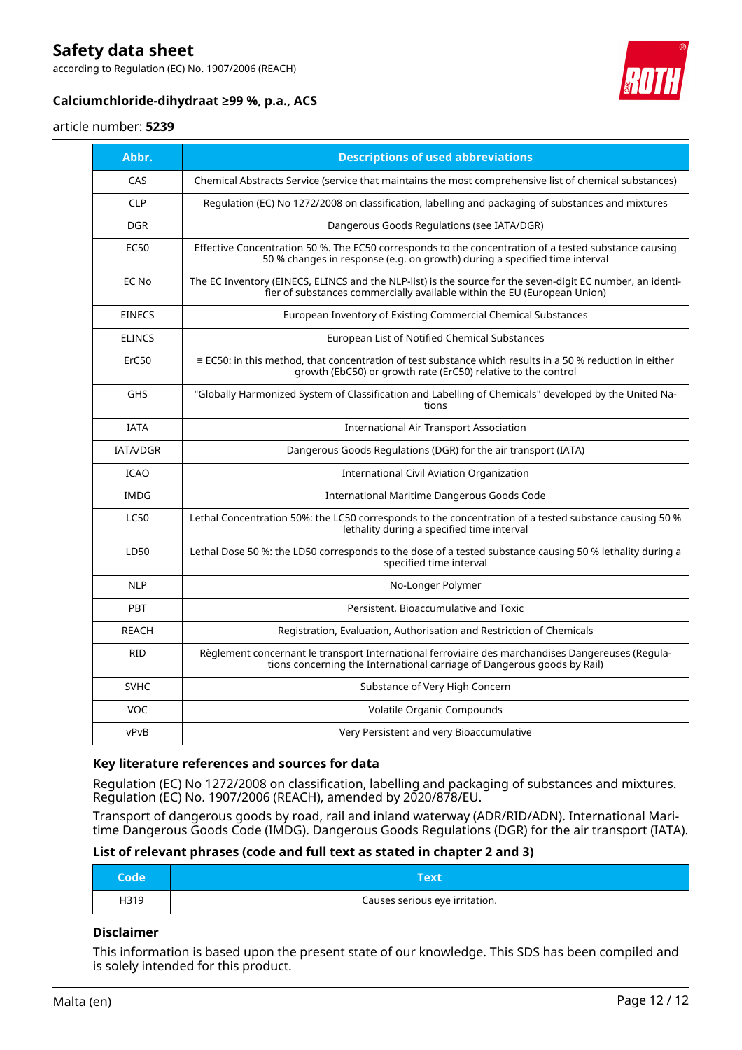| Abbr. | Descriptions of used abbreviations |
|---|---|
| CAS | Chemical Abstracts Service (service that maintains the most comprehensive list of chemical substances) |
| CLP | Regulation (EC) No 1272/2008 on classification, labelling and packaging of substances and mixtures |
| DGR | Dangerous Goods Regulations (see IATA/DGR) |
| EC50 | Effective Concentration 50 %. The EC50 corresponds to the concentration of a tested substance causing 50 % changes in response (e.g. on growth) during a specified time interval |
| EC No | The EC Inventory (EINECS, ELINCS and the NLP-list) is the source for the seven-digit EC number, an identifier of substances commercially available within the EU (European Union) |
| EINECS | European Inventory of Existing Commercial Chemical Substances |
| ELINCS | European List of Notified Chemical Substances |
| ErC50 | ≡ EC50: in this method, that concentration of test substance which results in a 50 % reduction in either growth (EbC50) or growth rate (ErC50) relative to the control |
| GHS | "Globally Harmonized System of Classification and Labelling of Chemicals" developed by the United Nations |
| IATA | International Air Transport Association |
| IATA/DGR | Dangerous Goods Regulations (DGR) for the air transport (IATA) |
| ICAO | International Civil Aviation Organization |
| IMDG | International Maritime Dangerous Goods Code |
| LC50 | Lethal Concentration 50%: the LC50 corresponds to the concentration of a tested substance causing 50 % lethality during a specified time interval |
| LD50 | Lethal Dose 50 %: the LD50 corresponds to the dose of a tested substance causing 50 % lethality during a specified time interval |
| NLP | No-Longer Polymer |
| PBT | Persistent, Bioaccumulative and Toxic |
| REACH | Registration, Evaluation, Authorisation and Restriction of Chemicals |
| RID | Règlement concernant le transport International ferroviaire des marchandises Dangereuses (Regulations concerning the International carriage of Dangerous goods by Rail) |
| SVHC | Substance of Very High Concern |
| VOC | Volatile Organic Compounds |
| vPvB | Very Persistent and very Bioaccumulative |

### Key literature references and sources for data

Regulation (EC) No 1272/2008 on classification, labelling and packaging of substances and mixtures. Regulation (EC) No. 1907/2006 (REACH), amended by 2020/878/EU.

Transport of dangerous goods by road, rail and inland waterway (ADR/RID/ADN). International Maritime Dangerous Goods Code (IMDG). Dangerous Goods Regulations (DGR) for the air transport (IATA).

### List of relevant phrases (code and full text as stated in chapter 2 and 3)

| Code | Text |
|---|---|
| H319 | Causes serious eye irritation. |

### Disclaimer

This information is based upon the present state of our knowledge. This SDS has been compiled and is solely intended for this product.